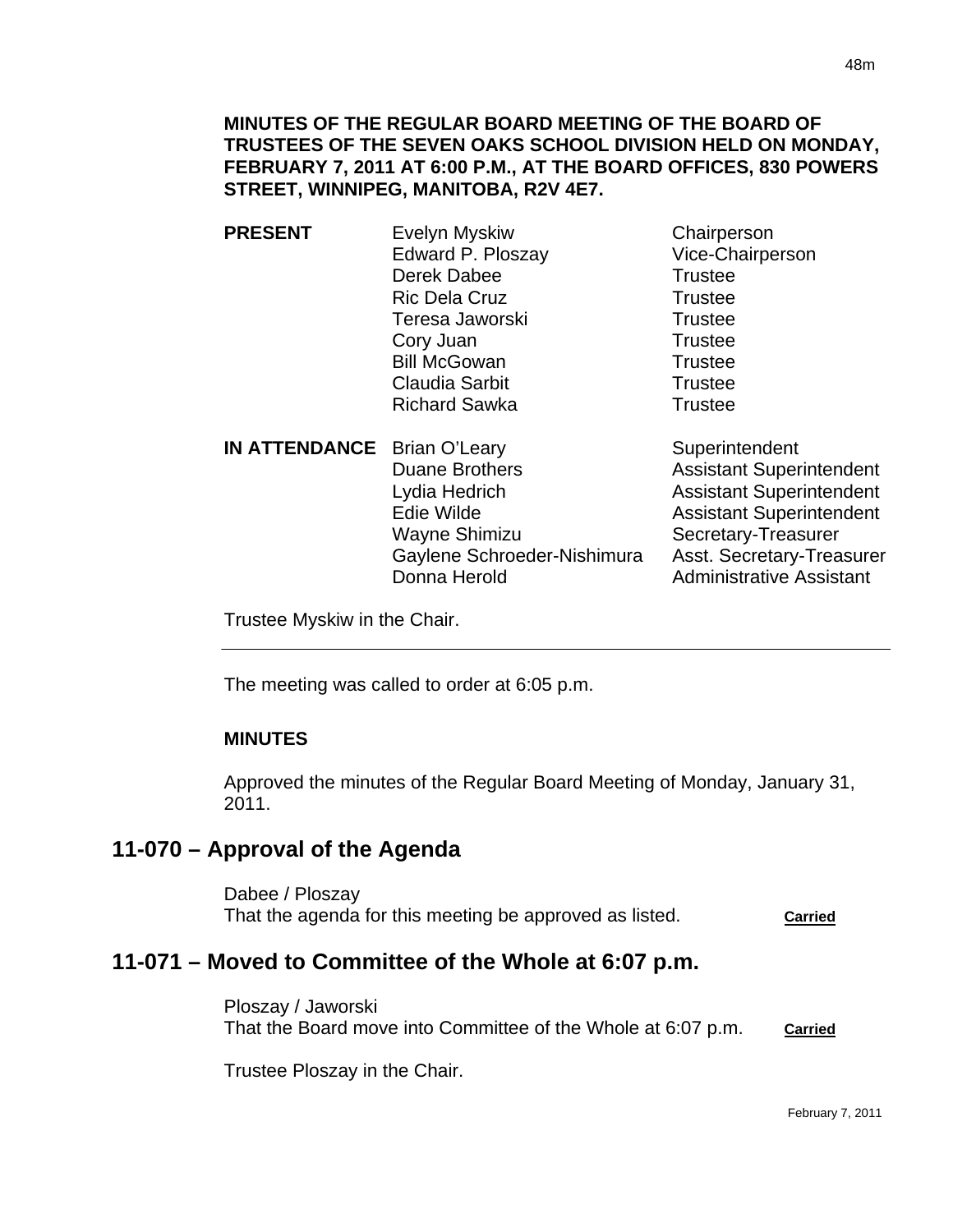**MINUTES OF THE REGULAR BOARD MEETING OF THE BOARD OF TRUSTEES OF THE SEVEN OAKS SCHOOL DIVISION HELD ON MONDAY, FEBRUARY 7, 2011 AT 6:00 P.M., AT THE BOARD OFFICES, 830 POWERS STREET, WINNIPEG, MANITOBA, R2V 4E7.**

| | | |
|---|---|---|
| **PRESENT** | Evelyn Myskiw | Chairperson |
| | Edward P. Ploszay | Vice-Chairperson |
| | Derek Dabee | Trustee |
| | Ric Dela Cruz | Trustee |
| | Teresa Jaworski | Trustee |
| | Cory Juan | Trustee |
| | Bill McGowan | Trustee |
| | Claudia Sarbit | Trustee |
| | Richard Sawka | Trustee |
| **IN ATTENDANCE** | Brian O'Leary | Superintendent |
| | Duane Brothers | Assistant Superintendent |
| | Lydia Hedrich | Assistant Superintendent |
| | Edie Wilde | Assistant Superintendent |
| | Wayne Shimizu | Secretary-Treasurer |
| | Gaylene Schroeder-Nishimura | Asst. Secretary-Treasurer |
| | Donna Herold | Administrative Assistant |

Trustee Myskiw in the Chair.

---

The meeting was called to order at 6:05 p.m.

**MINUTES**

Approved the minutes of the Regular Board Meeting of Monday, January 31, 2011.

## 11-070 – Approval of the Agenda

Dabee / Ploszay
That the agenda for this meeting be approved as listed. **Carried**

## 11-071 – Moved to Committee of the Whole at 6:07 p.m.

Ploszay / Jaworski
That the Board move into Committee of the Whole at 6:07 p.m. **Carried**

Trustee Ploszay in the Chair.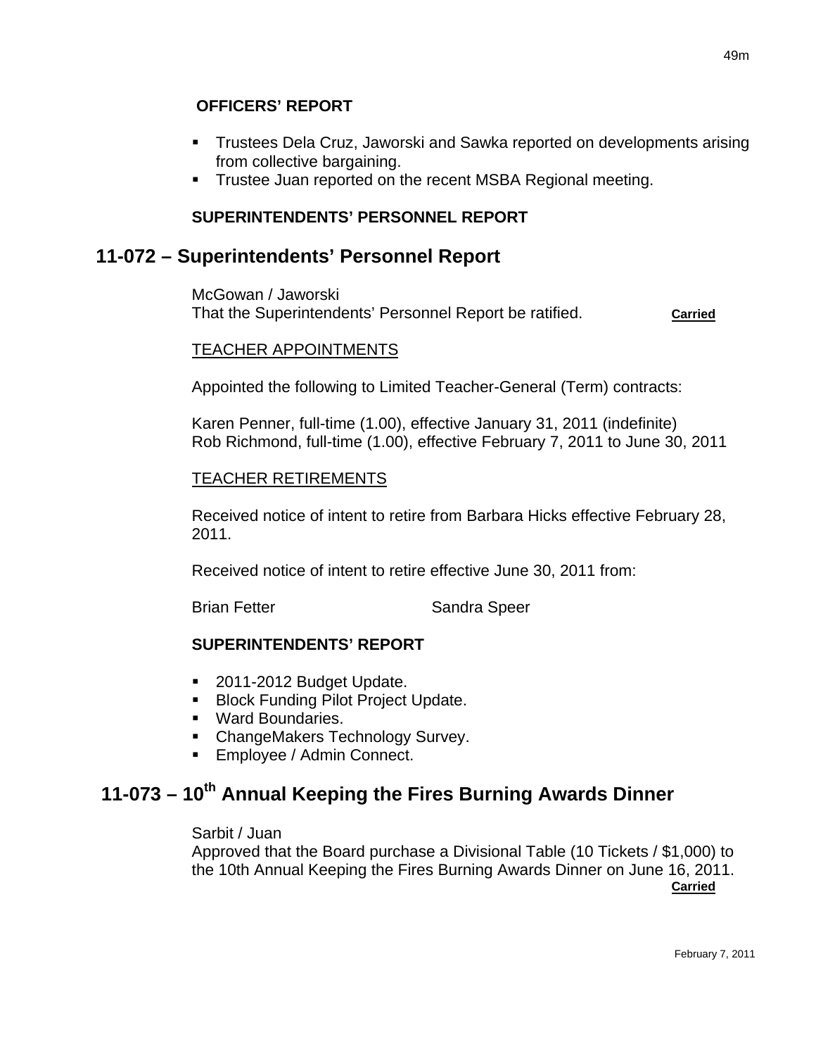**OFFICERS' REPORT**

- Trustees Dela Cruz, Jaworski and Sawka reported on developments arising from collective bargaining.
- Trustee Juan reported on the recent MSBA Regional meeting.

**SUPERINTENDENTS' PERSONNEL REPORT**

## 11-072 – Superintendents' Personnel Report

McGowan / Jaworski
That the Superintendents' Personnel Report be ratified. **Carried**

TEACHER APPOINTMENTS

Appointed the following to Limited Teacher-General (Term) contracts:

Karen Penner, full-time (1.00), effective January 31, 2011 (indefinite)
Rob Richmond, full-time (1.00), effective February 7, 2011 to June 30, 2011

TEACHER RETIREMENTS

Received notice of intent to retire from Barbara Hicks effective February 28, 2011.

Received notice of intent to retire effective June 30, 2011 from:

Brian Fetter Sandra Speer

**SUPERINTENDENTS' REPORT**

- 2011-2012 Budget Update.
- Block Funding Pilot Project Update.
- Ward Boundaries.
- ChangeMakers Technology Survey.
- Employee / Admin Connect.

## 11-073 – 10th Annual Keeping the Fires Burning Awards Dinner

Sarbit / Juan
Approved that the Board purchase a Divisional Table (10 Tickets / $1,000) to the 10th Annual Keeping the Fires Burning Awards Dinner on June 16, 2011. **Carried**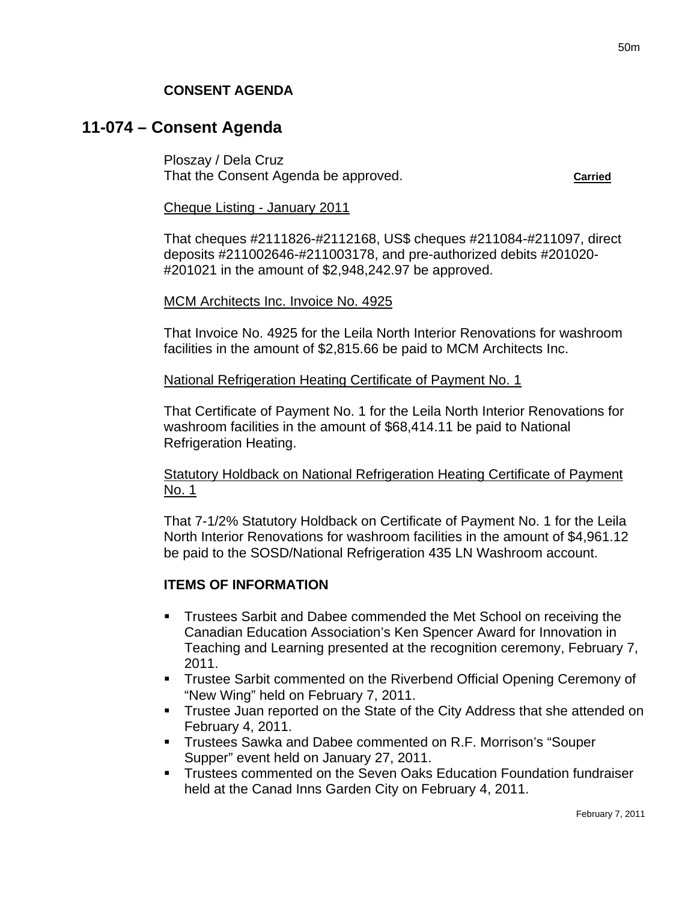**CONSENT AGENDA**

## 11-074 – Consent Agenda

Ploszay / Dela Cruz
That the Consent Agenda be approved. **Carried**

Cheque Listing - January 2011

That cheques #2111826-#2112168, US$ cheques #211084-#211097, direct deposits #211002646-#211003178, and pre-authorized debits #201020-#201021 in the amount of $2,948,242.97 be approved.

MCM Architects Inc. Invoice No. 4925

That Invoice No. 4925 for the Leila North Interior Renovations for washroom facilities in the amount of $2,815.66 be paid to MCM Architects Inc.

National Refrigeration Heating Certificate of Payment No. 1

That Certificate of Payment No. 1 for the Leila North Interior Renovations for washroom facilities in the amount of $68,414.11 be paid to National Refrigeration Heating.

Statutory Holdback on National Refrigeration Heating Certificate of Payment No. 1

That 7-1/2% Statutory Holdback on Certificate of Payment No. 1 for the Leila North Interior Renovations for washroom facilities in the amount of $4,961.12 be paid to the SOSD/National Refrigeration 435 LN Washroom account.

**ITEMS OF INFORMATION**

- Trustees Sarbit and Dabee commended the Met School on receiving the Canadian Education Association's Ken Spencer Award for Innovation in Teaching and Learning presented at the recognition ceremony, February 7, 2011.
- Trustee Sarbit commented on the Riverbend Official Opening Ceremony of "New Wing" held on February 7, 2011.
- Trustee Juan reported on the State of the City Address that she attended on February 4, 2011.
- Trustees Sawka and Dabee commented on R.F. Morrison's "Souper Supper" event held on January 27, 2011.
- Trustees commented on the Seven Oaks Education Foundation fundraiser held at the Canad Inns Garden City on February 4, 2011.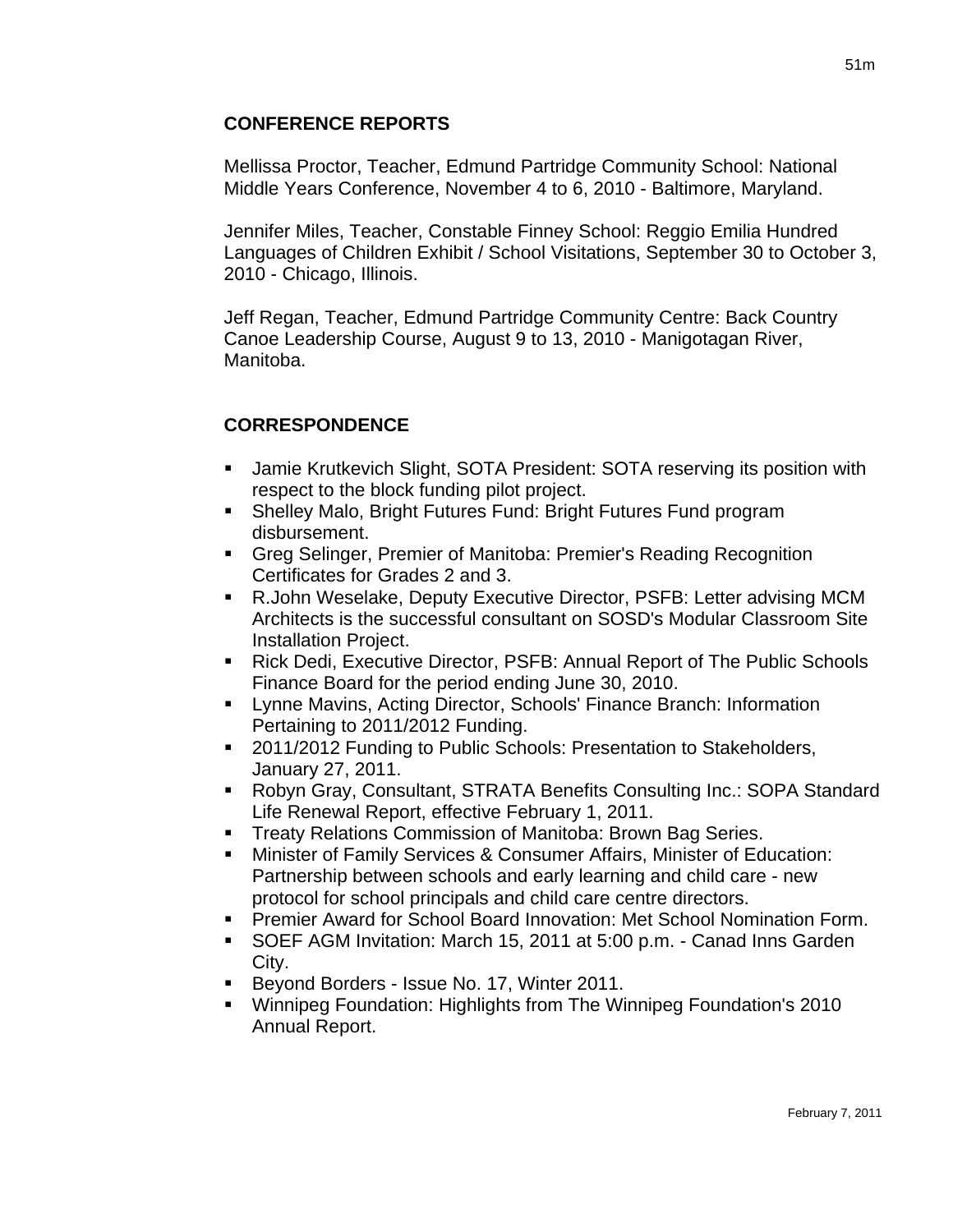## CONFERENCE REPORTS

Mellissa Proctor, Teacher, Edmund Partridge Community School: National Middle Years Conference, November 4 to 6, 2010 - Baltimore, Maryland.

Jennifer Miles, Teacher, Constable Finney School: Reggio Emilia Hundred Languages of Children Exhibit / School Visitations, September 30 to October 3, 2010 - Chicago, Illinois.

Jeff Regan, Teacher, Edmund Partridge Community Centre: Back Country Canoe Leadership Course, August 9 to 13, 2010 - Manigotagan River, Manitoba.

## CORRESPONDENCE

- Jamie Krutkevich Slight, SOTA President: SOTA reserving its position with respect to the block funding pilot project.
- Shelley Malo, Bright Futures Fund: Bright Futures Fund program disbursement.
- Greg Selinger, Premier of Manitoba: Premier's Reading Recognition Certificates for Grades 2 and 3.
- R.John Weselake, Deputy Executive Director, PSFB: Letter advising MCM Architects is the successful consultant on SOSD's Modular Classroom Site Installation Project.
- Rick Dedi, Executive Director, PSFB: Annual Report of The Public Schools Finance Board for the period ending June 30, 2010.
- Lynne Mavins, Acting Director, Schools' Finance Branch: Information Pertaining to 2011/2012 Funding.
- 2011/2012 Funding to Public Schools: Presentation to Stakeholders, January 27, 2011.
- Robyn Gray, Consultant, STRATA Benefits Consulting Inc.: SOPA Standard Life Renewal Report, effective February 1, 2011.
- Treaty Relations Commission of Manitoba: Brown Bag Series.
- Minister of Family Services & Consumer Affairs, Minister of Education: Partnership between schools and early learning and child care - new protocol for school principals and child care centre directors.
- Premier Award for School Board Innovation: Met School Nomination Form.
- SOEF AGM Invitation: March 15, 2011 at 5:00 p.m. - Canad Inns Garden City.
- Beyond Borders - Issue No. 17, Winter 2011.
- Winnipeg Foundation: Highlights from The Winnipeg Foundation's 2010 Annual Report.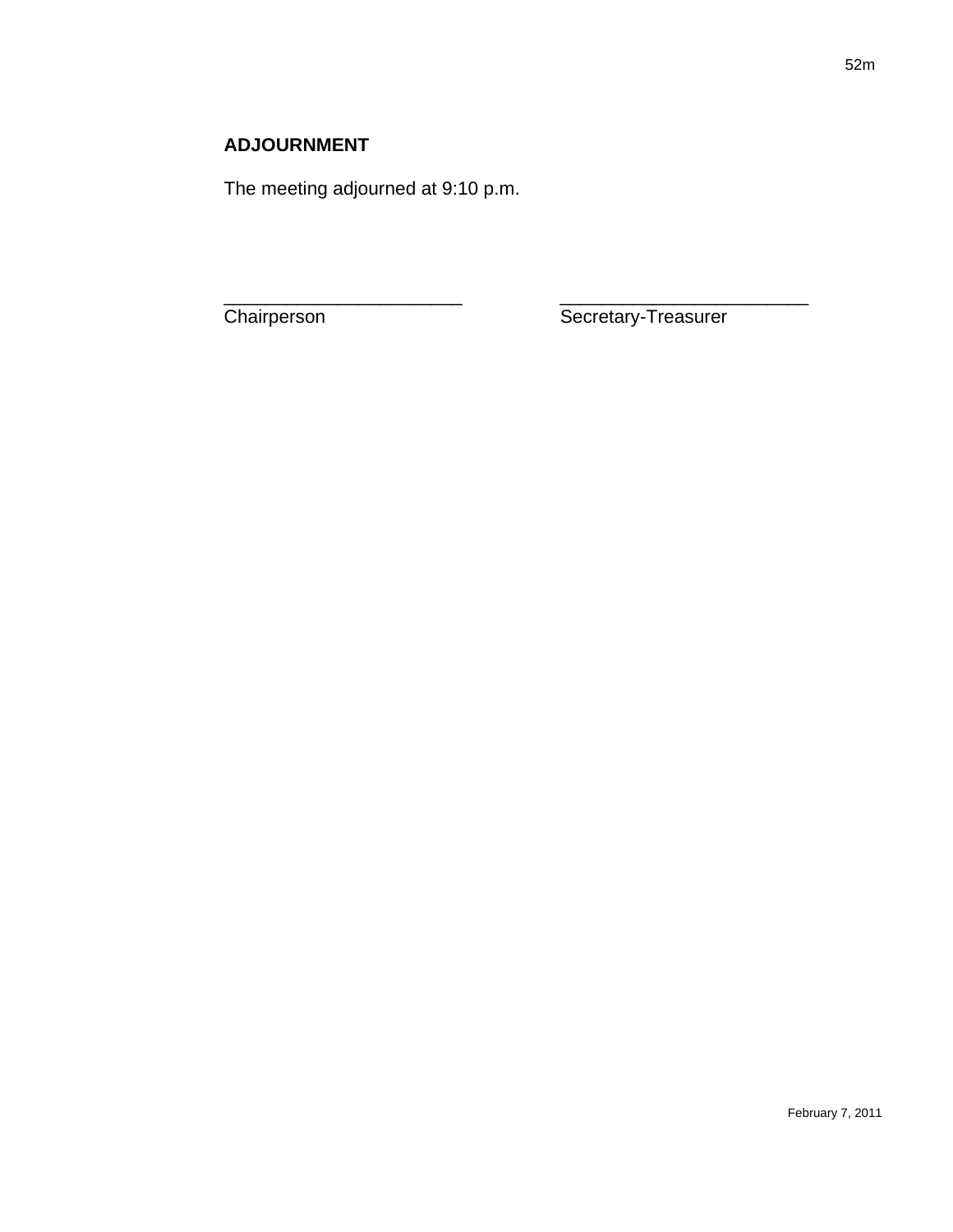**ADJOURNMENT**

The meeting adjourned at 9:10 p.m.

________________________  ________________________

Chairperson  Secretary-Treasurer